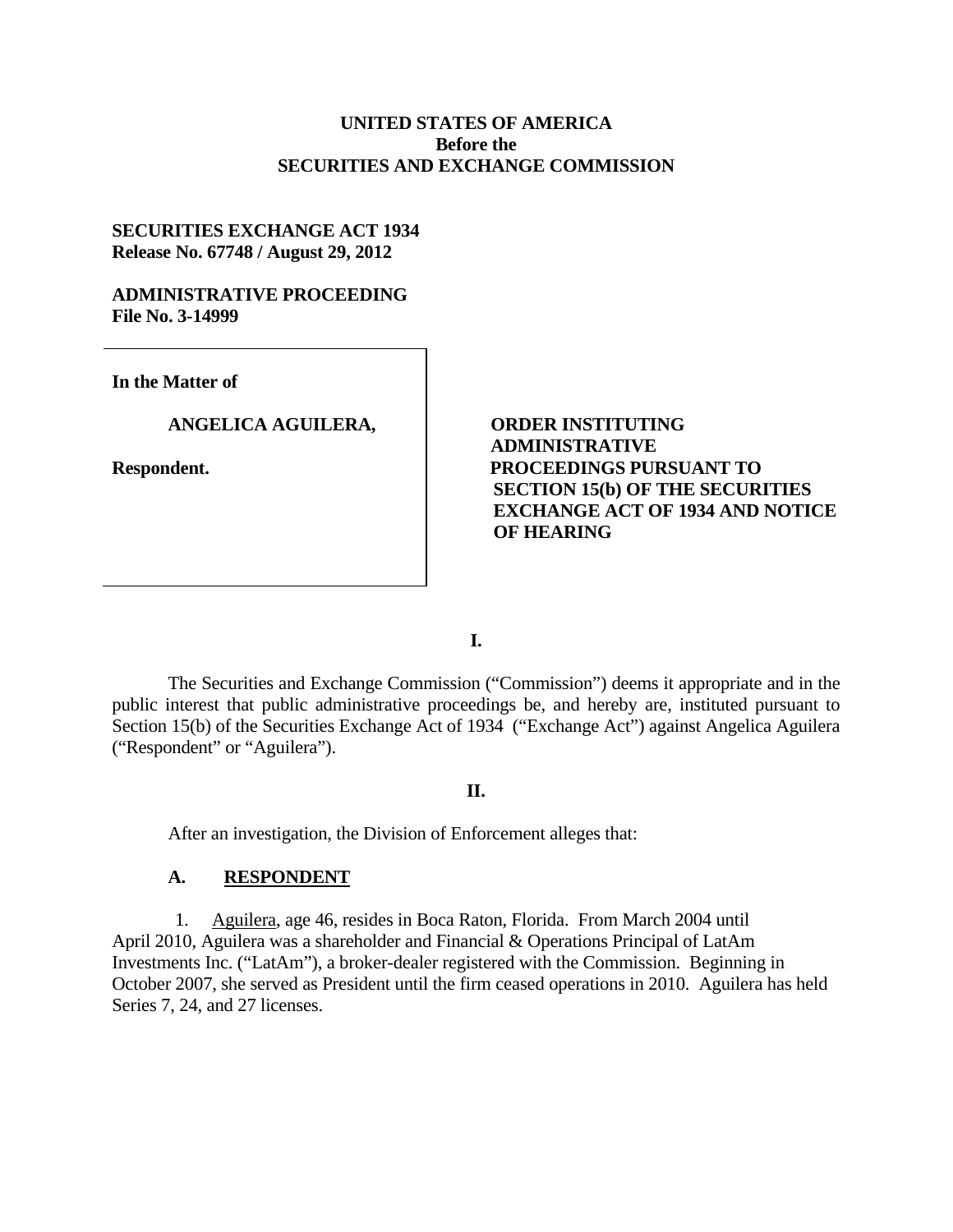**UNITED STATES OF AMERICA**
**Before the**
**SECURITIES AND EXCHANGE COMMISSION**

**SECURITIES EXCHANGE ACT 1934**
**Release No. 67748 / August 29, 2012**

**ADMINISTRATIVE PROCEEDING**
**File No. 3-14999**

| | |
|---|---|
| **In the Matter of**<br><br>**ANGELICA AGUILERA,**<br><br>**Respondent.** | **ORDER INSTITUTING ADMINISTRATIVE PROCEEDINGS PURSUANT TO SECTION 15(b) OF THE SECURITIES EXCHANGE ACT OF 1934 AND NOTICE OF HEARING** |

**I.**

The Securities and Exchange Commission ("Commission") deems it appropriate and in the public interest that public administrative proceedings be, and hereby are, instituted pursuant to Section 15(b) of the Securities Exchange Act of 1934 ("Exchange Act") against Angelica Aguilera ("Respondent" or "Aguilera").

**II.**

After an investigation, the Division of Enforcement alleges that:

**A. RESPONDENT**

1. Aguilera, age 46, resides in Boca Raton, Florida. From March 2004 until April 2010, Aguilera was a shareholder and Financial & Operations Principal of LatAm Investments Inc. ("LatAm"), a broker-dealer registered with the Commission. Beginning in October 2007, she served as President until the firm ceased operations in 2010. Aguilera has held Series 7, 24, and 27 licenses.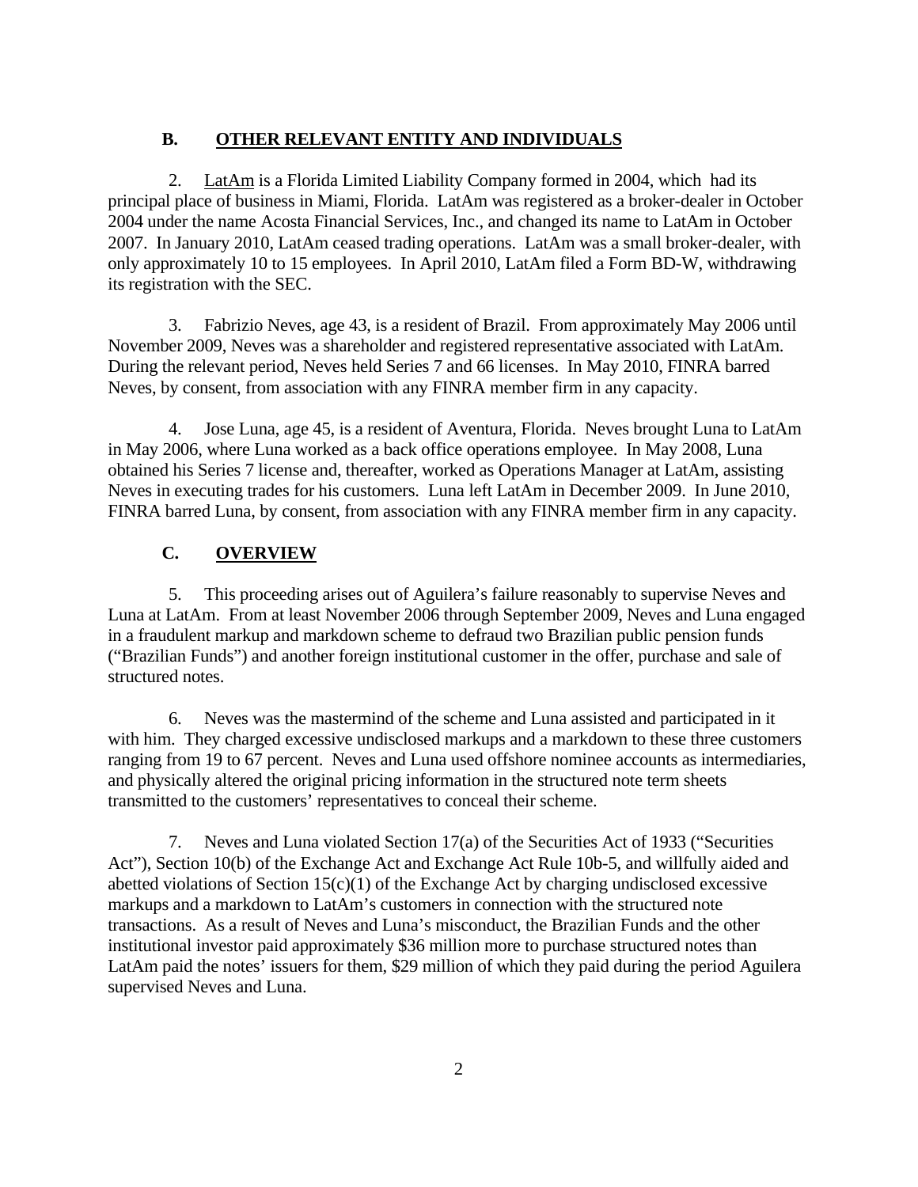## B. OTHER RELEVANT ENTITY AND INDIVIDUALS

2. LatAm is a Florida Limited Liability Company formed in 2004, which had its principal place of business in Miami, Florida. LatAm was registered as a broker-dealer in October 2004 under the name Acosta Financial Services, Inc., and changed its name to LatAm in October 2007. In January 2010, LatAm ceased trading operations. LatAm was a small broker-dealer, with only approximately 10 to 15 employees. In April 2010, LatAm filed a Form BD-W, withdrawing its registration with the SEC.

3. Fabrizio Neves, age 43, is a resident of Brazil. From approximately May 2006 until November 2009, Neves was a shareholder and registered representative associated with LatAm. During the relevant period, Neves held Series 7 and 66 licenses. In May 2010, FINRA barred Neves, by consent, from association with any FINRA member firm in any capacity.

4. Jose Luna, age 45, is a resident of Aventura, Florida. Neves brought Luna to LatAm in May 2006, where Luna worked as a back office operations employee. In May 2008, Luna obtained his Series 7 license and, thereafter, worked as Operations Manager at LatAm, assisting Neves in executing trades for his customers. Luna left LatAm in December 2009. In June 2010, FINRA barred Luna, by consent, from association with any FINRA member firm in any capacity.

## C. OVERVIEW

5. This proceeding arises out of Aguilera's failure reasonably to supervise Neves and Luna at LatAm. From at least November 2006 through September 2009, Neves and Luna engaged in a fraudulent markup and markdown scheme to defraud two Brazilian public pension funds ("Brazilian Funds") and another foreign institutional customer in the offer, purchase and sale of structured notes.

6. Neves was the mastermind of the scheme and Luna assisted and participated in it with him. They charged excessive undisclosed markups and a markdown to these three customers ranging from 19 to 67 percent. Neves and Luna used offshore nominee accounts as intermediaries, and physically altered the original pricing information in the structured note term sheets transmitted to the customers' representatives to conceal their scheme.

7. Neves and Luna violated Section 17(a) of the Securities Act of 1933 ("Securities Act"), Section 10(b) of the Exchange Act and Exchange Act Rule 10b-5, and willfully aided and abetted violations of Section 15(c)(1) of the Exchange Act by charging undisclosed excessive markups and a markdown to LatAm's customers in connection with the structured note transactions. As a result of Neves and Luna's misconduct, the Brazilian Funds and the other institutional investor paid approximately $36 million more to purchase structured notes than LatAm paid the notes' issuers for them, $29 million of which they paid during the period Aguilera supervised Neves and Luna.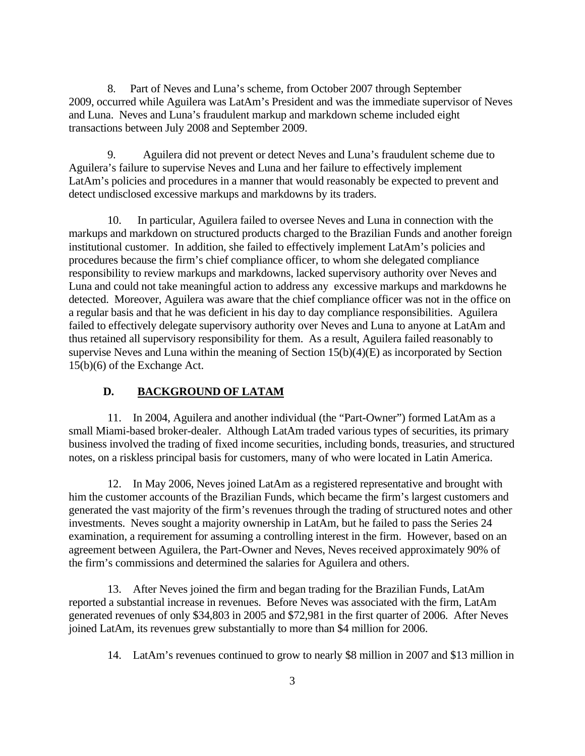8. Part of Neves and Luna's scheme, from October 2007 through September 2009, occurred while Aguilera was LatAm's President and was the immediate supervisor of Neves and Luna. Neves and Luna's fraudulent markup and markdown scheme included eight transactions between July 2008 and September 2009.

9. Aguilera did not prevent or detect Neves and Luna's fraudulent scheme due to Aguilera's failure to supervise Neves and Luna and her failure to effectively implement LatAm's policies and procedures in a manner that would reasonably be expected to prevent and detect undisclosed excessive markups and markdowns by its traders.

10. In particular, Aguilera failed to oversee Neves and Luna in connection with the markups and markdown on structured products charged to the Brazilian Funds and another foreign institutional customer. In addition, she failed to effectively implement LatAm's policies and procedures because the firm's chief compliance officer, to whom she delegated compliance responsibility to review markups and markdowns, lacked supervisory authority over Neves and Luna and could not take meaningful action to address any excessive markups and markdowns he detected. Moreover, Aguilera was aware that the chief compliance officer was not in the office on a regular basis and that he was deficient in his day to day compliance responsibilities. Aguilera failed to effectively delegate supervisory authority over Neves and Luna to anyone at LatAm and thus retained all supervisory responsibility for them. As a result, Aguilera failed reasonably to supervise Neves and Luna within the meaning of Section 15(b)(4)(E) as incorporated by Section 15(b)(6) of the Exchange Act.

## D. BACKGROUND OF LATAM

11. In 2004, Aguilera and another individual (the "Part-Owner") formed LatAm as a small Miami-based broker-dealer. Although LatAm traded various types of securities, its primary business involved the trading of fixed income securities, including bonds, treasuries, and structured notes, on a riskless principal basis for customers, many of who were located in Latin America.

12. In May 2006, Neves joined LatAm as a registered representative and brought with him the customer accounts of the Brazilian Funds, which became the firm's largest customers and generated the vast majority of the firm's revenues through the trading of structured notes and other investments. Neves sought a majority ownership in LatAm, but he failed to pass the Series 24 examination, a requirement for assuming a controlling interest in the firm. However, based on an agreement between Aguilera, the Part-Owner and Neves, Neves received approximately 90% of the firm's commissions and determined the salaries for Aguilera and others.

13. After Neves joined the firm and began trading for the Brazilian Funds, LatAm reported a substantial increase in revenues. Before Neves was associated with the firm, LatAm generated revenues of only $34,803 in 2005 and $72,981 in the first quarter of 2006. After Neves joined LatAm, its revenues grew substantially to more than $4 million for 2006.

14. LatAm's revenues continued to grow to nearly $8 million in 2007 and $13 million in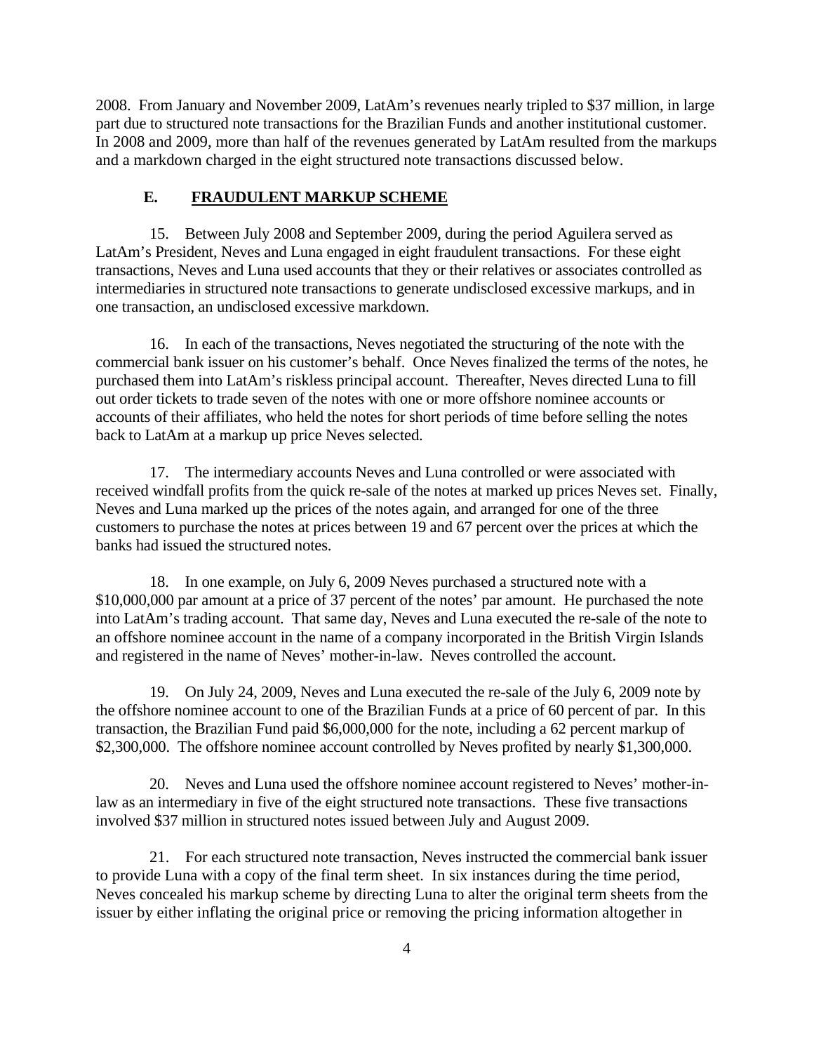2008. From January and November 2009, LatAm's revenues nearly tripled to $37 million, in large part due to structured note transactions for the Brazilian Funds and another institutional customer. In 2008 and 2009, more than half of the revenues generated by LatAm resulted from the markups and a markdown charged in the eight structured note transactions discussed below.

## E. FRAUDULENT MARKUP SCHEME

15. Between July 2008 and September 2009, during the period Aguilera served as LatAm's President, Neves and Luna engaged in eight fraudulent transactions. For these eight transactions, Neves and Luna used accounts that they or their relatives or associates controlled as intermediaries in structured note transactions to generate undisclosed excessive markups, and in one transaction, an undisclosed excessive markdown.

16. In each of the transactions, Neves negotiated the structuring of the note with the commercial bank issuer on his customer's behalf. Once Neves finalized the terms of the notes, he purchased them into LatAm's riskless principal account. Thereafter, Neves directed Luna to fill out order tickets to trade seven of the notes with one or more offshore nominee accounts or accounts of their affiliates, who held the notes for short periods of time before selling the notes back to LatAm at a markup up price Neves selected.

17. The intermediary accounts Neves and Luna controlled or were associated with received windfall profits from the quick re-sale of the notes at marked up prices Neves set. Finally, Neves and Luna marked up the prices of the notes again, and arranged for one of the three customers to purchase the notes at prices between 19 and 67 percent over the prices at which the banks had issued the structured notes.

18. In one example, on July 6, 2009 Neves purchased a structured note with a $10,000,000 par amount at a price of 37 percent of the notes' par amount. He purchased the note into LatAm's trading account. That same day, Neves and Luna executed the re-sale of the note to an offshore nominee account in the name of a company incorporated in the British Virgin Islands and registered in the name of Neves' mother-in-law. Neves controlled the account.

19. On July 24, 2009, Neves and Luna executed the re-sale of the July 6, 2009 note by the offshore nominee account to one of the Brazilian Funds at a price of 60 percent of par. In this transaction, the Brazilian Fund paid $6,000,000 for the note, including a 62 percent markup of $2,300,000. The offshore nominee account controlled by Neves profited by nearly $1,300,000.

20. Neves and Luna used the offshore nominee account registered to Neves' mother-in-law as an intermediary in five of the eight structured note transactions. These five transactions involved $37 million in structured notes issued between July and August 2009.

21. For each structured note transaction, Neves instructed the commercial bank issuer to provide Luna with a copy of the final term sheet. In six instances during the time period, Neves concealed his markup scheme by directing Luna to alter the original term sheets from the issuer by either inflating the original price or removing the pricing information altogether in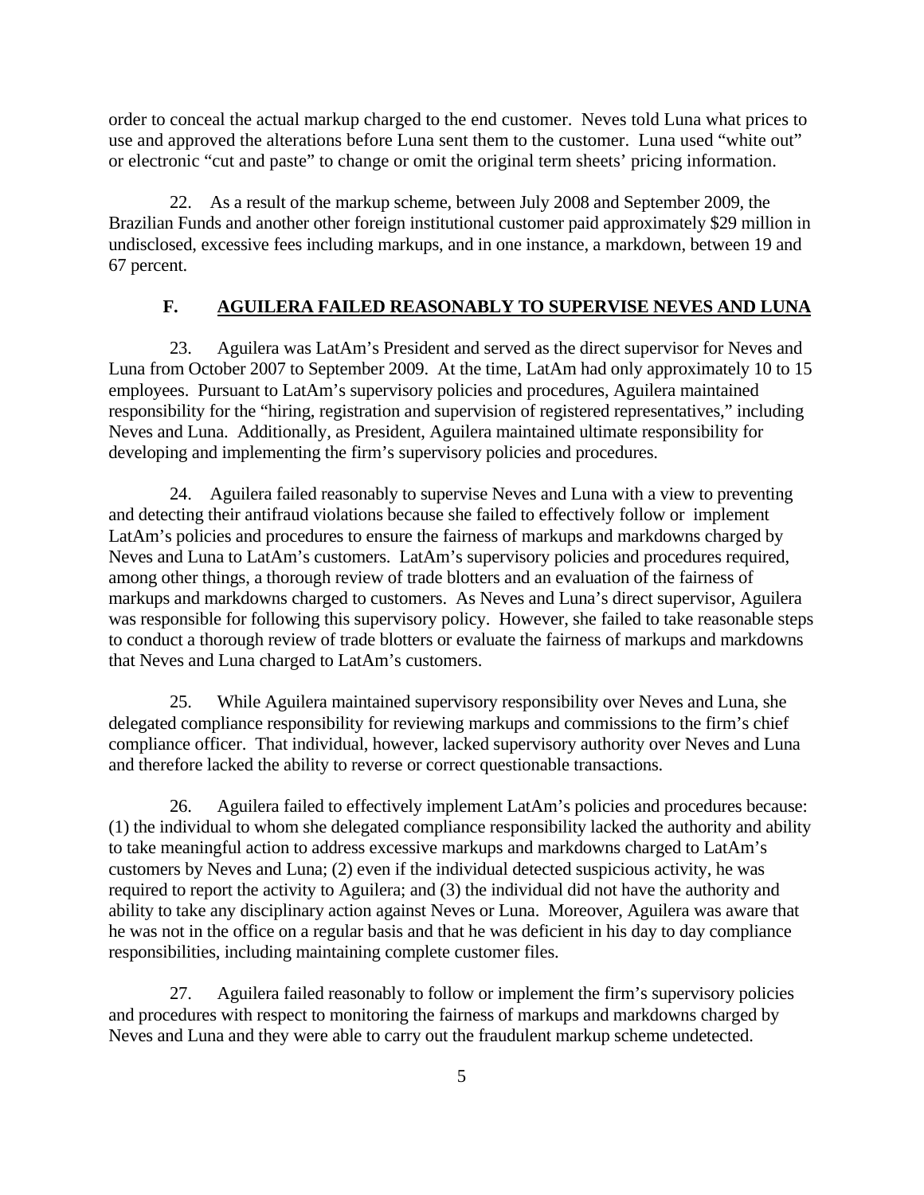order to conceal the actual markup charged to the end customer. Neves told Luna what prices to use and approved the alterations before Luna sent them to the customer. Luna used "white out" or electronic "cut and paste" to change or omit the original term sheets' pricing information.

22. As a result of the markup scheme, between July 2008 and September 2009, the Brazilian Funds and another other foreign institutional customer paid approximately $29 million in undisclosed, excessive fees including markups, and in one instance, a markdown, between 19 and 67 percent.

## F. AGUILERA FAILED REASONABLY TO SUPERVISE NEVES AND LUNA

23. Aguilera was LatAm's President and served as the direct supervisor for Neves and Luna from October 2007 to September 2009. At the time, LatAm had only approximately 10 to 15 employees. Pursuant to LatAm's supervisory policies and procedures, Aguilera maintained responsibility for the "hiring, registration and supervision of registered representatives," including Neves and Luna. Additionally, as President, Aguilera maintained ultimate responsibility for developing and implementing the firm's supervisory policies and procedures.

24. Aguilera failed reasonably to supervise Neves and Luna with a view to preventing and detecting their antifraud violations because she failed to effectively follow or implement LatAm's policies and procedures to ensure the fairness of markups and markdowns charged by Neves and Luna to LatAm's customers. LatAm's supervisory policies and procedures required, among other things, a thorough review of trade blotters and an evaluation of the fairness of markups and markdowns charged to customers. As Neves and Luna's direct supervisor, Aguilera was responsible for following this supervisory policy. However, she failed to take reasonable steps to conduct a thorough review of trade blotters or evaluate the fairness of markups and markdowns that Neves and Luna charged to LatAm's customers.

25. While Aguilera maintained supervisory responsibility over Neves and Luna, she delegated compliance responsibility for reviewing markups and commissions to the firm's chief compliance officer. That individual, however, lacked supervisory authority over Neves and Luna and therefore lacked the ability to reverse or correct questionable transactions.

26. Aguilera failed to effectively implement LatAm's policies and procedures because: (1) the individual to whom she delegated compliance responsibility lacked the authority and ability to take meaningful action to address excessive markups and markdowns charged to LatAm's customers by Neves and Luna; (2) even if the individual detected suspicious activity, he was required to report the activity to Aguilera; and (3) the individual did not have the authority and ability to take any disciplinary action against Neves or Luna. Moreover, Aguilera was aware that he was not in the office on a regular basis and that he was deficient in his day to day compliance responsibilities, including maintaining complete customer files.

27. Aguilera failed reasonably to follow or implement the firm's supervisory policies and procedures with respect to monitoring the fairness of markups and markdowns charged by Neves and Luna and they were able to carry out the fraudulent markup scheme undetected.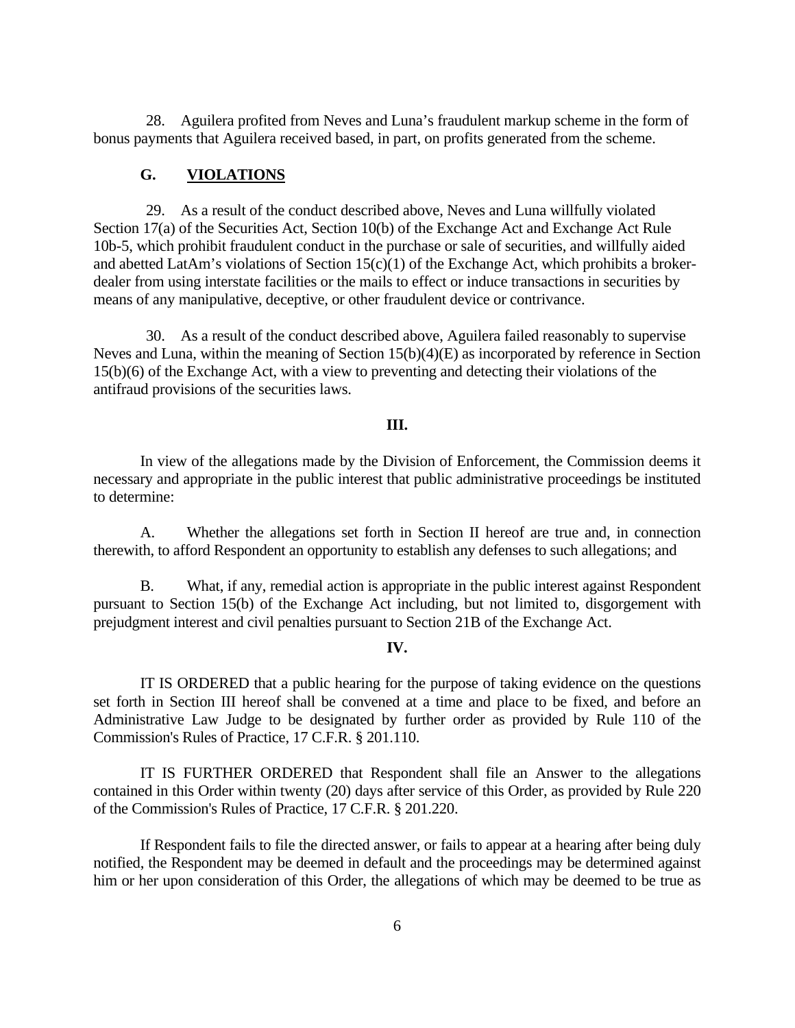28. Aguilera profited from Neves and Luna's fraudulent markup scheme in the form of bonus payments that Aguilera received based, in part, on profits generated from the scheme.

### G. VIOLATIONS

29. As a result of the conduct described above, Neves and Luna willfully violated Section 17(a) of the Securities Act, Section 10(b) of the Exchange Act and Exchange Act Rule 10b-5, which prohibit fraudulent conduct in the purchase or sale of securities, and willfully aided and abetted LatAm's violations of Section 15(c)(1) of the Exchange Act, which prohibits a broker-dealer from using interstate facilities or the mails to effect or induce transactions in securities by means of any manipulative, deceptive, or other fraudulent device or contrivance.

30. As a result of the conduct described above, Aguilera failed reasonably to supervise Neves and Luna, within the meaning of Section 15(b)(4)(E) as incorporated by reference in Section 15(b)(6) of the Exchange Act, with a view to preventing and detecting their violations of the antifraud provisions of the securities laws.

## III.

In view of the allegations made by the Division of Enforcement, the Commission deems it necessary and appropriate in the public interest that public administrative proceedings be instituted to determine:

A. Whether the allegations set forth in Section II hereof are true and, in connection therewith, to afford Respondent an opportunity to establish any defenses to such allegations; and

B. What, if any, remedial action is appropriate in the public interest against Respondent pursuant to Section 15(b) of the Exchange Act including, but not limited to, disgorgement with prejudgment interest and civil penalties pursuant to Section 21B of the Exchange Act.

## IV.

IT IS ORDERED that a public hearing for the purpose of taking evidence on the questions set forth in Section III hereof shall be convened at a time and place to be fixed, and before an Administrative Law Judge to be designated by further order as provided by Rule 110 of the Commission's Rules of Practice, 17 C.F.R. § 201.110.

IT IS FURTHER ORDERED that Respondent shall file an Answer to the allegations contained in this Order within twenty (20) days after service of this Order, as provided by Rule 220 of the Commission's Rules of Practice, 17 C.F.R. § 201.220.

If Respondent fails to file the directed answer, or fails to appear at a hearing after being duly notified, the Respondent may be deemed in default and the proceedings may be determined against him or her upon consideration of this Order, the allegations of which may be deemed to be true as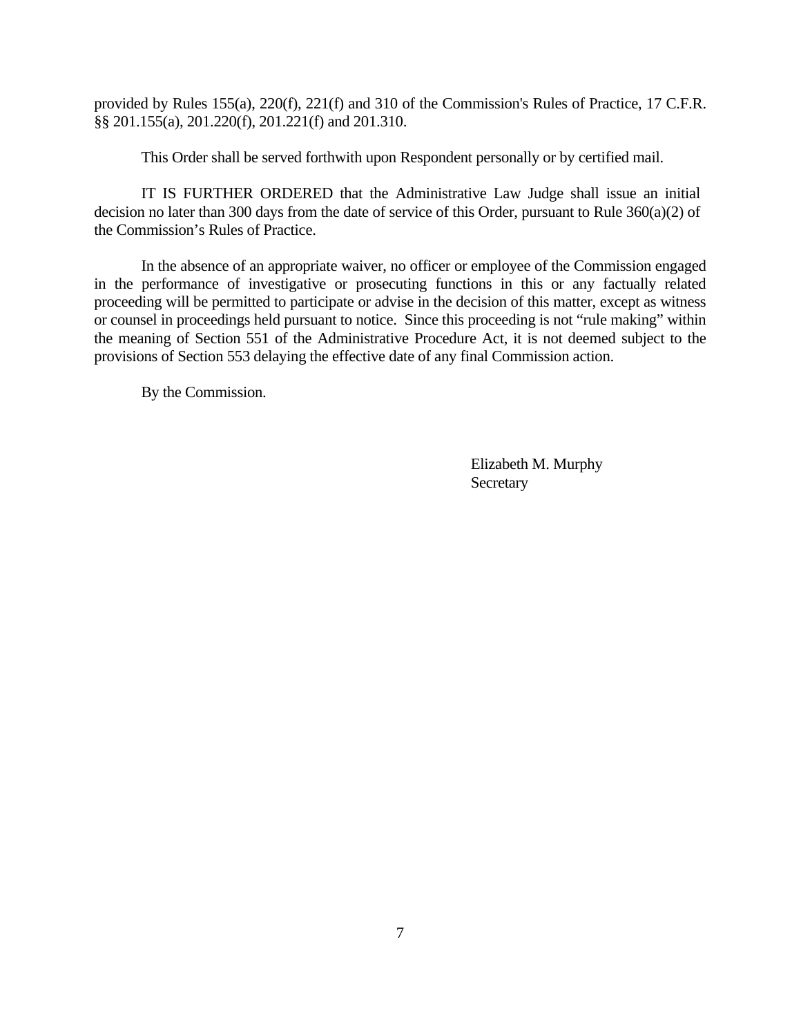provided by Rules 155(a), 220(f), 221(f) and 310 of the Commission's Rules of Practice, 17 C.F.R. §§ 201.155(a), 201.220(f), 201.221(f) and 201.310.

This Order shall be served forthwith upon Respondent personally or by certified mail.

IT IS FURTHER ORDERED that the Administrative Law Judge shall issue an initial decision no later than 300 days from the date of service of this Order, pursuant to Rule 360(a)(2) of the Commission's Rules of Practice.

In the absence of an appropriate waiver, no officer or employee of the Commission engaged in the performance of investigative or prosecuting functions in this or any factually related proceeding will be permitted to participate or advise in the decision of this matter, except as witness or counsel in proceedings held pursuant to notice. Since this proceeding is not "rule making" within the meaning of Section 551 of the Administrative Procedure Act, it is not deemed subject to the provisions of Section 553 delaying the effective date of any final Commission action.

By the Commission.

Elizabeth M. Murphy
Secretary